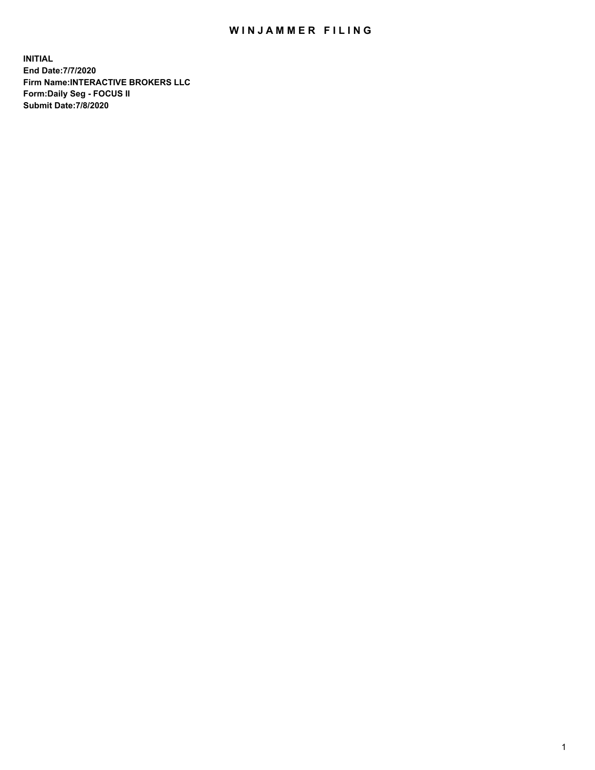# WINJAMMER FILING

**INITIAL**
**End Date:7/7/2020**
**Firm Name:INTERACTIVE BROKERS LLC**
**Form:Daily Seg - FOCUS II**
**Submit Date:7/8/2020**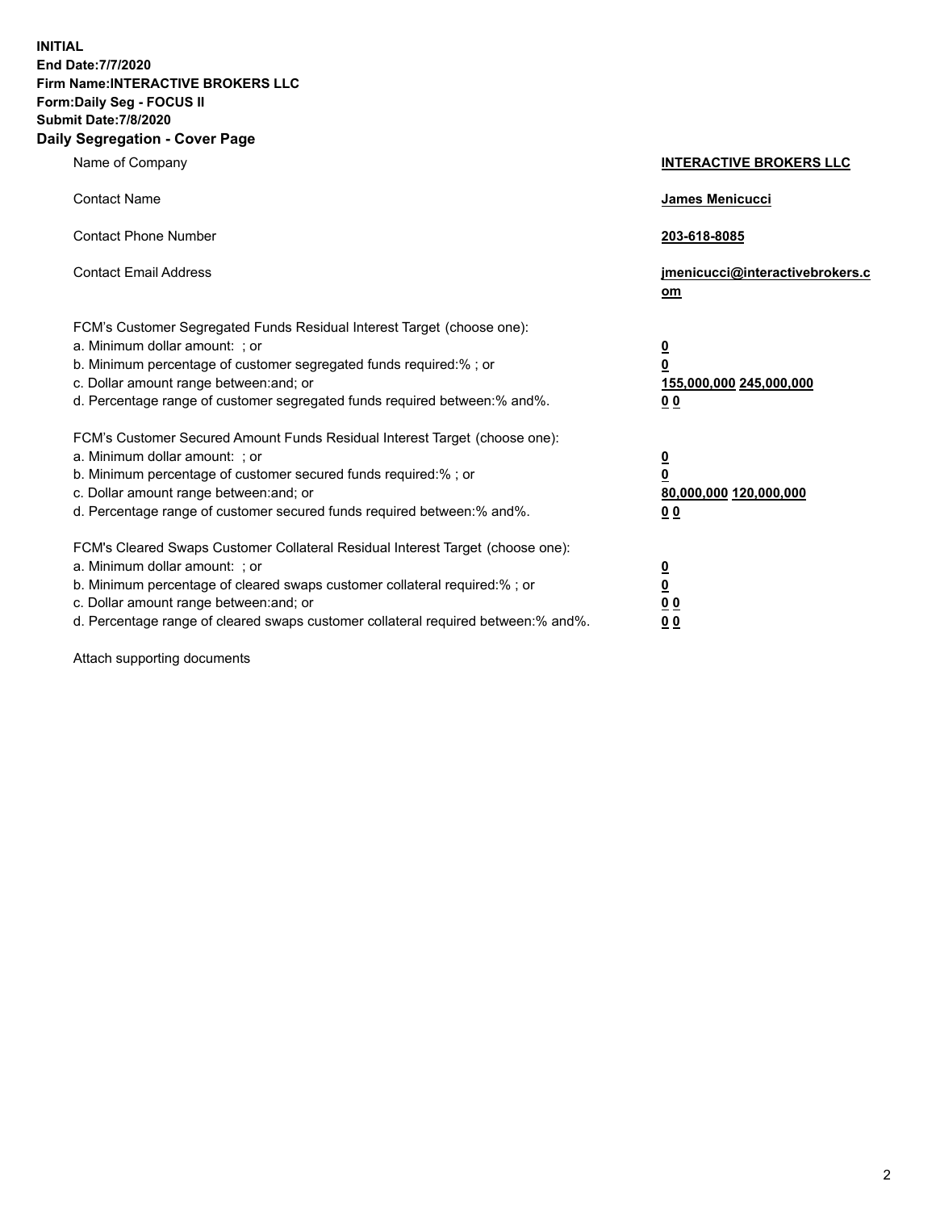**INITIAL**
**End Date:7/7/2020**
**Firm Name:INTERACTIVE BROKERS LLC**
**Form:Daily Seg - FOCUS II**
**Submit Date:7/8/2020**

## Daily Segregation - Cover Page

| | |
|---|---|
| Name of Company | **INTERACTIVE BROKERS LLC** |
| Contact Name | **James Menicucci** |
| Contact Phone Number | **203-618-8085** |
| Contact Email Address | **jmenicucci@interactivebrokers.com** |

FCM's Customer Segregated Funds Residual Interest Target (choose one):

| | |
|---|---|
| a. Minimum dollar amount: ; or | **0** |
| b. Minimum percentage of customer segregated funds required:% ; or | **0** |
| c. Dollar amount range between:and; or | **155,000,000 245,000,000** |
| d. Percentage range of customer segregated funds required between:% and%. | **0 0** |

FCM's Customer Secured Amount Funds Residual Interest Target (choose one):

| | |
|---|---|
| a. Minimum dollar amount: ; or | **0** |
| b. Minimum percentage of customer secured funds required:% ; or | **0** |
| c. Dollar amount range between:and; or | **80,000,000 120,000,000** |
| d. Percentage range of customer secured funds required between:% and%. | **0 0** |

FCM's Cleared Swaps Customer Collateral Residual Interest Target (choose one):

| | |
|---|---|
| a. Minimum dollar amount: ; or | **0** |
| b. Minimum percentage of cleared swaps customer collateral required:% ; or | **0** |
| c. Dollar amount range between:and; or | **0 0** |
| d. Percentage range of cleared swaps customer collateral required between:% and%. | **0 0** |

Attach supporting documents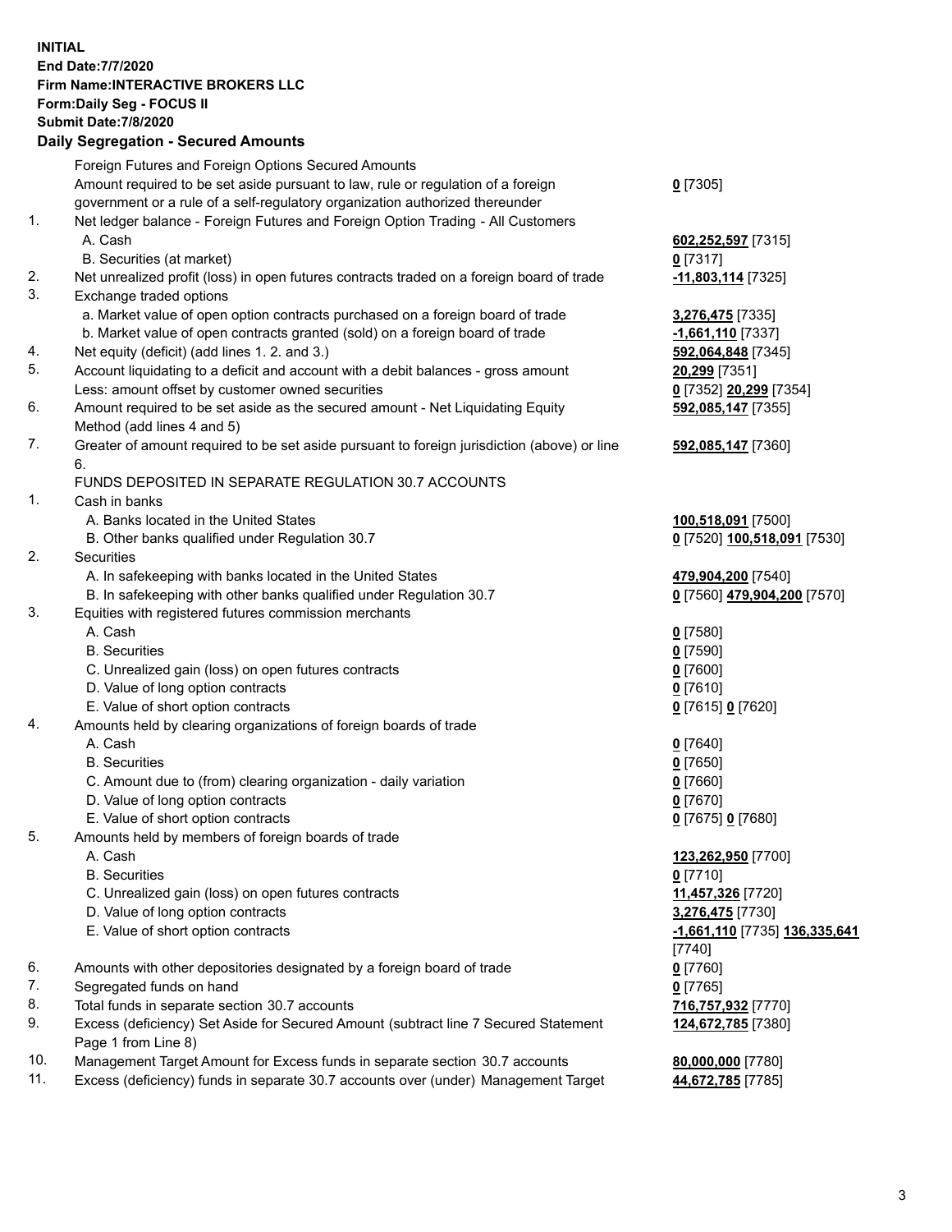**INITIAL**
**End Date:7/7/2020**
**Firm Name:INTERACTIVE BROKERS LLC**
**Form:Daily Seg - FOCUS II**
**Submit Date:7/8/2020**

## Daily Segregation - Secured Amounts

| | | |
|---|---|---|
| | Foreign Futures and Foreign Options Secured Amounts | |
| | Amount required to be set aside pursuant to law, rule or regulation of a foreign government or a rule of a self-regulatory organization authorized thereunder | **0** [7305] |
| 1. | Net ledger balance - Foreign Futures and Foreign Option Trading - All Customers | |
| | A. Cash | **602,252,597** [7315] |
| | B. Securities (at market) | **0** [7317] |
| 2. | Net unrealized profit (loss) in open futures contracts traded on a foreign board of trade | **-11,803,114** [7325] |
| 3. | Exchange traded options | |
| | a. Market value of open option contracts purchased on a foreign board of trade | **3,276,475** [7335] |
| | b. Market value of open contracts granted (sold) on a foreign board of trade | **-1,661,110** [7337] |
| 4. | Net equity (deficit) (add lines 1. 2. and 3.) | **592,064,848** [7345] |
| 5. | Account liquidating to a deficit and account with a debit balances - gross amount | **20,299** [7351] |
| | Less: amount offset by customer owned securities | **0** [7352] **20,299** [7354] |
| 6. | Amount required to be set aside as the secured amount - Net Liquidating Equity Method (add lines 4 and 5) | **592,085,147** [7355] |
| 7. | Greater of amount required to be set aside pursuant to foreign jurisdiction (above) or line 6. | **592,085,147** [7360] |
| | FUNDS DEPOSITED IN SEPARATE REGULATION 30.7 ACCOUNTS | |
| 1. | Cash in banks | |
| | A. Banks located in the United States | **100,518,091** [7500] |
| | B. Other banks qualified under Regulation 30.7 | **0** [7520] **100,518,091** [7530] |
| 2. | Securities | |
| | A. In safekeeping with banks located in the United States | **479,904,200** [7540] |
| | B. In safekeeping with other banks qualified under Regulation 30.7 | **0** [7560] **479,904,200** [7570] |
| 3. | Equities with registered futures commission merchants | |
| | A. Cash | **0** [7580] |
| | B. Securities | **0** [7590] |
| | C. Unrealized gain (loss) on open futures contracts | **0** [7600] |
| | D. Value of long option contracts | **0** [7610] |
| | E. Value of short option contracts | **0** [7615] **0** [7620] |
| 4. | Amounts held by clearing organizations of foreign boards of trade | |
| | A. Cash | **0** [7640] |
| | B. Securities | **0** [7650] |
| | C. Amount due to (from) clearing organization - daily variation | **0** [7660] |
| | D. Value of long option contracts | **0** [7670] |
| | E. Value of short option contracts | **0** [7675] **0** [7680] |
| 5. | Amounts held by members of foreign boards of trade | |
| | A. Cash | **123,262,950** [7700] |
| | B. Securities | **0** [7710] |
| | C. Unrealized gain (loss) on open futures contracts | **11,457,326** [7720] |
| | D. Value of long option contracts | **3,276,475** [7730] |
| | E. Value of short option contracts | **-1,661,110** [7735] **136,335,641** [7740] |
| 6. | Amounts with other depositories designated by a foreign board of trade | **0** [7760] |
| 7. | Segregated funds on hand | **0** [7765] |
| 8. | Total funds in separate section 30.7 accounts | **716,757,932** [7770] |
| 9. | Excess (deficiency) Set Aside for Secured Amount (subtract line 7 Secured Statement Page 1 from Line 8) | **124,672,785** [7380] |
| 10. | Management Target Amount for Excess funds in separate section 30.7 accounts | **80,000,000** [7780] |
| 11. | Excess (deficiency) funds in separate 30.7 accounts over (under) Management Target | **44,672,785** [7785] |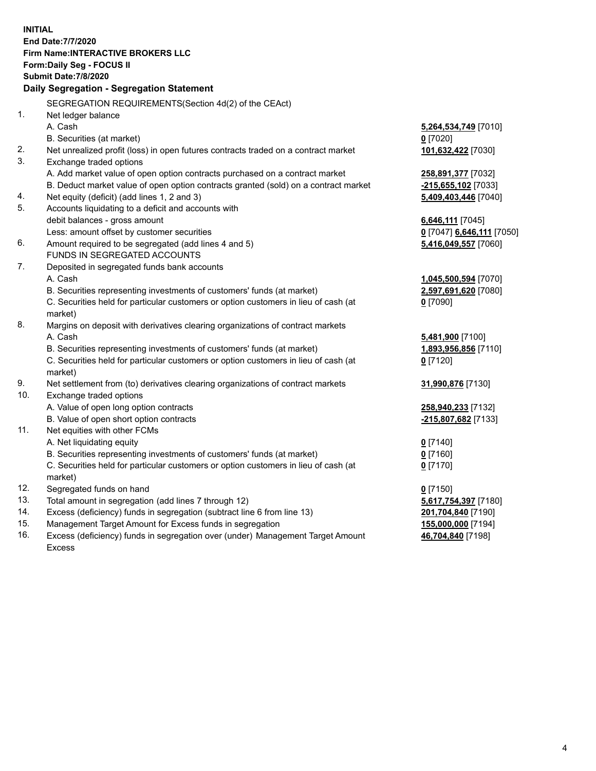**INITIAL**
**End Date:7/7/2020**
**Firm Name:INTERACTIVE BROKERS LLC**
**Form:Daily Seg - FOCUS II**
**Submit Date:7/8/2020**

**Daily Segregation - Segregation Statement**

| | | |
|---|---|---|
| | SEGREGATION REQUIREMENTS(Section 4d(2) of the CEAct) | |
| 1. | Net ledger balance | |
| | A. Cash | **5,264,534,749** [7010] |
| | B. Securities (at market) | **0** [7020] |
| 2. | Net unrealized profit (loss) in open futures contracts traded on a contract market | **101,632,422** [7030] |
| 3. | Exchange traded options | |
| | A. Add market value of open option contracts purchased on a contract market | **258,891,377** [7032] |
| | B. Deduct market value of open option contracts granted (sold) on a contract market | **-215,655,102** [7033] |
| 4. | Net equity (deficit) (add lines 1, 2 and 3) | **5,409,403,446** [7040] |
| 5. | Accounts liquidating to a deficit and accounts with | |
| | debit balances - gross amount | **6,646,111** [7045] |
| | Less: amount offset by customer securities | **0** [7047] **6,646,111** [7050] |
| 6. | Amount required to be segregated (add lines 4 and 5) | **5,416,049,557** [7060] |
| | FUNDS IN SEGREGATED ACCOUNTS | |
| 7. | Deposited in segregated funds bank accounts | |
| | A. Cash | **1,045,500,594** [7070] |
| | B. Securities representing investments of customers' funds (at market) | **2,597,691,620** [7080] |
| | C. Securities held for particular customers or option customers in lieu of cash (at market) | **0** [7090] |
| 8. | Margins on deposit with derivatives clearing organizations of contract markets | |
| | A. Cash | **5,481,900** [7100] |
| | B. Securities representing investments of customers' funds (at market) | **1,893,956,856** [7110] |
| | C. Securities held for particular customers or option customers in lieu of cash (at market) | **0** [7120] |
| 9. | Net settlement from (to) derivatives clearing organizations of contract markets | **31,990,876** [7130] |
| 10. | Exchange traded options | |
| | A. Value of open long option contracts | **258,940,233** [7132] |
| | B. Value of open short option contracts | **-215,807,682** [7133] |
| 11. | Net equities with other FCMs | |
| | A. Net liquidating equity | **0** [7140] |
| | B. Securities representing investments of customers' funds (at market) | **0** [7160] |
| | C. Securities held for particular customers or option customers in lieu of cash (at market) | **0** [7170] |
| 12. | Segregated funds on hand | **0** [7150] |
| 13. | Total amount in segregation (add lines 7 through 12) | **5,617,754,397** [7180] |
| 14. | Excess (deficiency) funds in segregation (subtract line 6 from line 13) | **201,704,840** [7190] |
| 15. | Management Target Amount for Excess funds in segregation | **155,000,000** [7194] |
| 16. | Excess (deficiency) funds in segregation over (under) Management Target Amount Excess | **46,704,840** [7198] |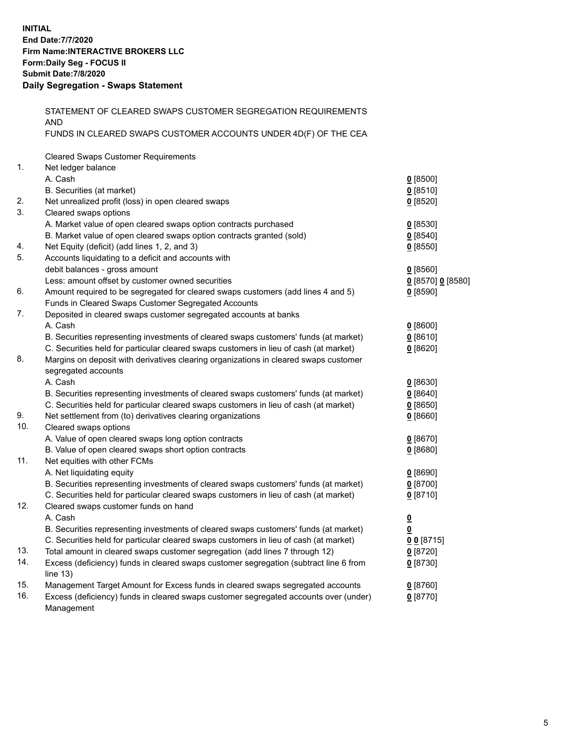**INITIAL**
**End Date:7/7/2020**
**Firm Name:INTERACTIVE BROKERS LLC**
**Form:Daily Seg - FOCUS II**
**Submit Date:7/8/2020**
**Daily Segregation - Swaps Statement**

STATEMENT OF CLEARED SWAPS CUSTOMER SEGREGATION REQUIREMENTS AND FUNDS IN CLEARED SWAPS CUSTOMER ACCOUNTS UNDER 4D(F) OF THE CEA

| | | |
|---|---|---|
| | Cleared Swaps Customer Requirements | |
| 1. | Net ledger balance | |
| | A. Cash | 0 [8500] |
| | B. Securities (at market) | 0 [8510] |
| 2. | Net unrealized profit (loss) in open cleared swaps | 0 [8520] |
| 3. | Cleared swaps options | |
| | A. Market value of open cleared swaps option contracts purchased | 0 [8530] |
| | B. Market value of open cleared swaps option contracts granted (sold) | 0 [8540] |
| 4. | Net Equity (deficit) (add lines 1, 2, and 3) | 0 [8550] |
| 5. | Accounts liquidating to a deficit and accounts with | |
| | debit balances - gross amount | 0 [8560] |
| | Less: amount offset by customer owned securities | 0 [8570] 0 [8580] |
| 6. | Amount required to be segregated for cleared swaps customers (add lines 4 and 5) | 0 [8590] |
| | Funds in Cleared Swaps Customer Segregated Accounts | |
| 7. | Deposited in cleared swaps customer segregated accounts at banks | |
| | A. Cash | 0 [8600] |
| | B. Securities representing investments of cleared swaps customers' funds (at market) | 0 [8610] |
| | C. Securities held for particular cleared swaps customers in lieu of cash (at market) | 0 [8620] |
| 8. | Margins on deposit with derivatives clearing organizations in cleared swaps customer segregated accounts | |
| | A. Cash | 0 [8630] |
| | B. Securities representing investments of cleared swaps customers' funds (at market) | 0 [8640] |
| | C. Securities held for particular cleared swaps customers in lieu of cash (at market) | 0 [8650] |
| 9. | Net settlement from (to) derivatives clearing organizations | 0 [8660] |
| 10. | Cleared swaps options | |
| | A. Value of open cleared swaps long option contracts | 0 [8670] |
| | B. Value of open cleared swaps short option contracts | 0 [8680] |
| 11. | Net equities with other FCMs | |
| | A. Net liquidating equity | 0 [8690] |
| | B. Securities representing investments of cleared swaps customers' funds (at market) | 0 [8700] |
| | C. Securities held for particular cleared swaps customers in lieu of cash (at market) | 0 [8710] |
| 12. | Cleared swaps customer funds on hand | |
| | A. Cash | 0 |
| | B. Securities representing investments of cleared swaps customers' funds (at market) | 0 |
| | C. Securities held for particular cleared swaps customers in lieu of cash (at market) | 0 0 [8715] |
| 13. | Total amount in cleared swaps customer segregation (add lines 7 through 12) | 0 [8720] |
| 14. | Excess (deficiency) funds in cleared swaps customer segregation (subtract line 6 from line 13) | 0 [8730] |
| 15. | Management Target Amount for Excess funds in cleared swaps segregated accounts | 0 [8760] |
| 16. | Excess (deficiency) funds in cleared swaps customer segregated accounts over (under) Management | 0 [8770] |